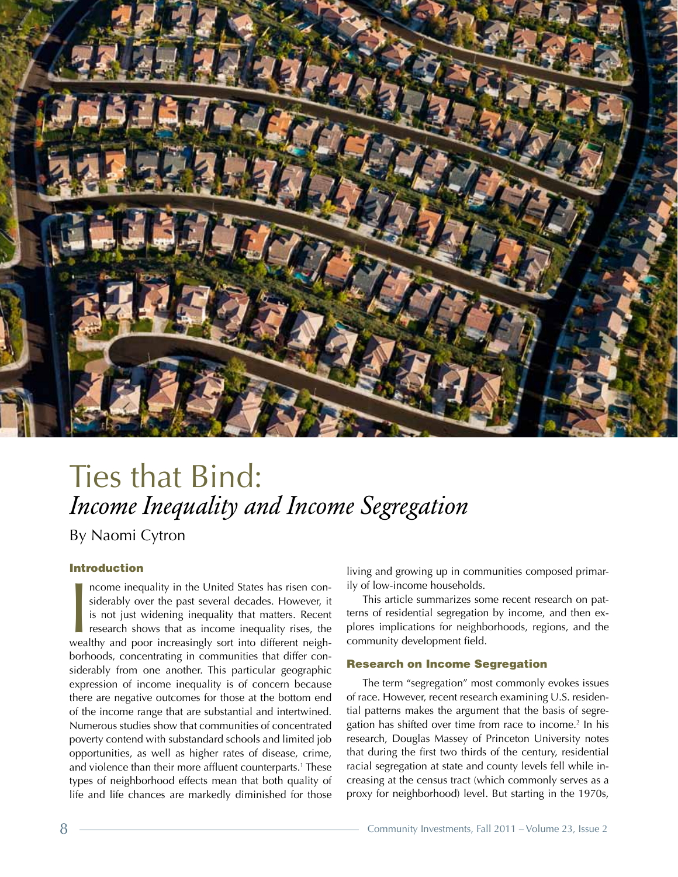# Ties that Bind:
## *Income Inequality and Income Segregation*

By Naomi Cytron

### Introduction

Income inequality in the United States has risen considerably over the past several decades. However, it is not just widening inequality that matters. Recent research shows that as income inequality rises, the wealthy and poor increasingly sort into different neighborhoods, concentrating in communities that differ considerably from one another. This particular geographic expression of income inequality is of concern because there are negative outcomes for those at the bottom end of the income range that are substantial and intertwined. Numerous studies show that communities of concentrated poverty contend with substandard schools and limited job opportunities, as well as higher rates of disease, crime, and violence than their more affluent counterparts.[1] These types of neighborhood effects mean that both quality of life and life chances are markedly diminished for those living and growing up in communities composed primarily of low-income households.

This article summarizes some recent research on patterns of residential segregation by income, and then explores implications for neighborhoods, regions, and the community development field.

### Research on Income Segregation

The term "segregation" most commonly evokes issues of race. However, recent research examining U.S. residential patterns makes the argument that the basis of segregation has shifted over time from race to income.[2] In his research, Douglas Massey of Princeton University notes that during the first two thirds of the century, residential racial segregation at state and county levels fell while increasing at the census tract (which commonly serves as a proxy for neighborhood) level. But starting in the 1970s,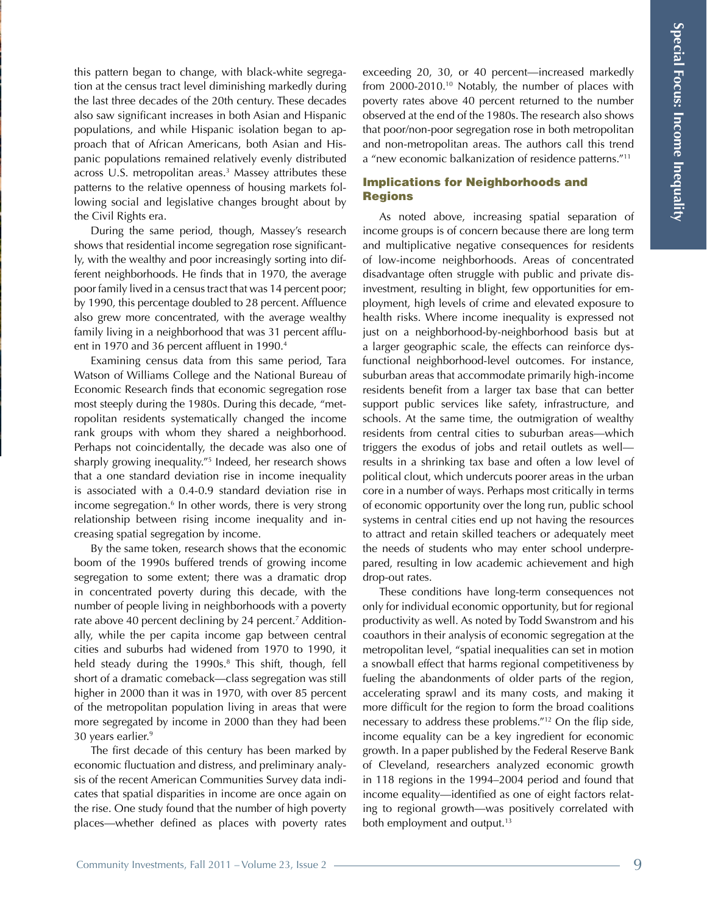this pattern began to change, with black-white segregation at the census tract level diminishing markedly during the last three decades of the 20th century. These decades also saw significant increases in both Asian and Hispanic populations, and while Hispanic isolation began to approach that of African Americans, both Asian and Hispanic populations remained relatively evenly distributed across U.S. metropolitan areas.[3] Massey attributes these patterns to the relative openness of housing markets following social and legislative changes brought about by the Civil Rights era.

During the same period, though, Massey's research shows that residential income segregation rose significantly, with the wealthy and poor increasingly sorting into different neighborhoods. He finds that in 1970, the average poor family lived in a census tract that was 14 percent poor; by 1990, this percentage doubled to 28 percent. Affluence also grew more concentrated, with the average wealthy family living in a neighborhood that was 31 percent affluent in 1970 and 36 percent affluent in 1990.[4]

Examining census data from this same period, Tara Watson of Williams College and the National Bureau of Economic Research finds that economic segregation rose most steeply during the 1980s. During this decade, "metropolitan residents systematically changed the income rank groups with whom they shared a neighborhood. Perhaps not coincidentally, the decade was also one of sharply growing inequality."[5] Indeed, her research shows that a one standard deviation rise in income inequality is associated with a 0.4-0.9 standard deviation rise in income segregation.[6] In other words, there is very strong relationship between rising income inequality and increasing spatial segregation by income.

By the same token, research shows that the economic boom of the 1990s buffered trends of growing income segregation to some extent; there was a dramatic drop in concentrated poverty during this decade, with the number of people living in neighborhoods with a poverty rate above 40 percent declining by 24 percent.[7] Additionally, while the per capita income gap between central cities and suburbs had widened from 1970 to 1990, it held steady during the 1990s.[8] This shift, though, fell short of a dramatic comeback—class segregation was still higher in 2000 than it was in 1970, with over 85 percent of the metropolitan population living in areas that were more segregated by income in 2000 than they had been 30 years earlier.[9]

The first decade of this century has been marked by economic fluctuation and distress, and preliminary analysis of the recent American Communities Survey data indicates that spatial disparities in income are once again on the rise. One study found that the number of high poverty places—whether defined as places with poverty rates exceeding 20, 30, or 40 percent—increased markedly from 2000-2010.[10] Notably, the number of places with poverty rates above 40 percent returned to the number observed at the end of the 1980s. The research also shows that poor/non-poor segregation rose in both metropolitan and non-metropolitan areas. The authors call this trend a "new economic balkanization of residence patterns."[11]

## Implications for Neighborhoods and Regions

As noted above, increasing spatial separation of income groups is of concern because there are long term and multiplicative negative consequences for residents of low-income neighborhoods. Areas of concentrated disadvantage often struggle with public and private disinvestment, resulting in blight, few opportunities for employment, high levels of crime and elevated exposure to health risks. Where income inequality is expressed not just on a neighborhood-by-neighborhood basis but at a larger geographic scale, the effects can reinforce dysfunctional neighborhood-level outcomes. For instance, suburban areas that accommodate primarily high-income residents benefit from a larger tax base that can better support public services like safety, infrastructure, and schools. At the same time, the outmigration of wealthy residents from central cities to suburban areas—which triggers the exodus of jobs and retail outlets as well—results in a shrinking tax base and often a low level of political clout, which undercuts poorer areas in the urban core in a number of ways. Perhaps most critically in terms of economic opportunity over the long run, public school systems in central cities end up not having the resources to attract and retain skilled teachers or adequately meet the needs of students who may enter school underprepared, resulting in low academic achievement and high drop-out rates.

These conditions have long-term consequences not only for individual economic opportunity, but for regional productivity as well. As noted by Todd Swanstrom and his coauthors in their analysis of economic segregation at the metropolitan level, "spatial inequalities can set in motion a snowball effect that harms regional competitiveness by fueling the abandonments of older parts of the region, accelerating sprawl and its many costs, and making it more difficult for the region to form the broad coalitions necessary to address these problems."[12] On the flip side, income equality can be a key ingredient for economic growth. In a paper published by the Federal Reserve Bank of Cleveland, researchers analyzed economic growth in 118 regions in the 1994–2004 period and found that income equality—identified as one of eight factors relating to regional growth—was positively correlated with both employment and output.[13]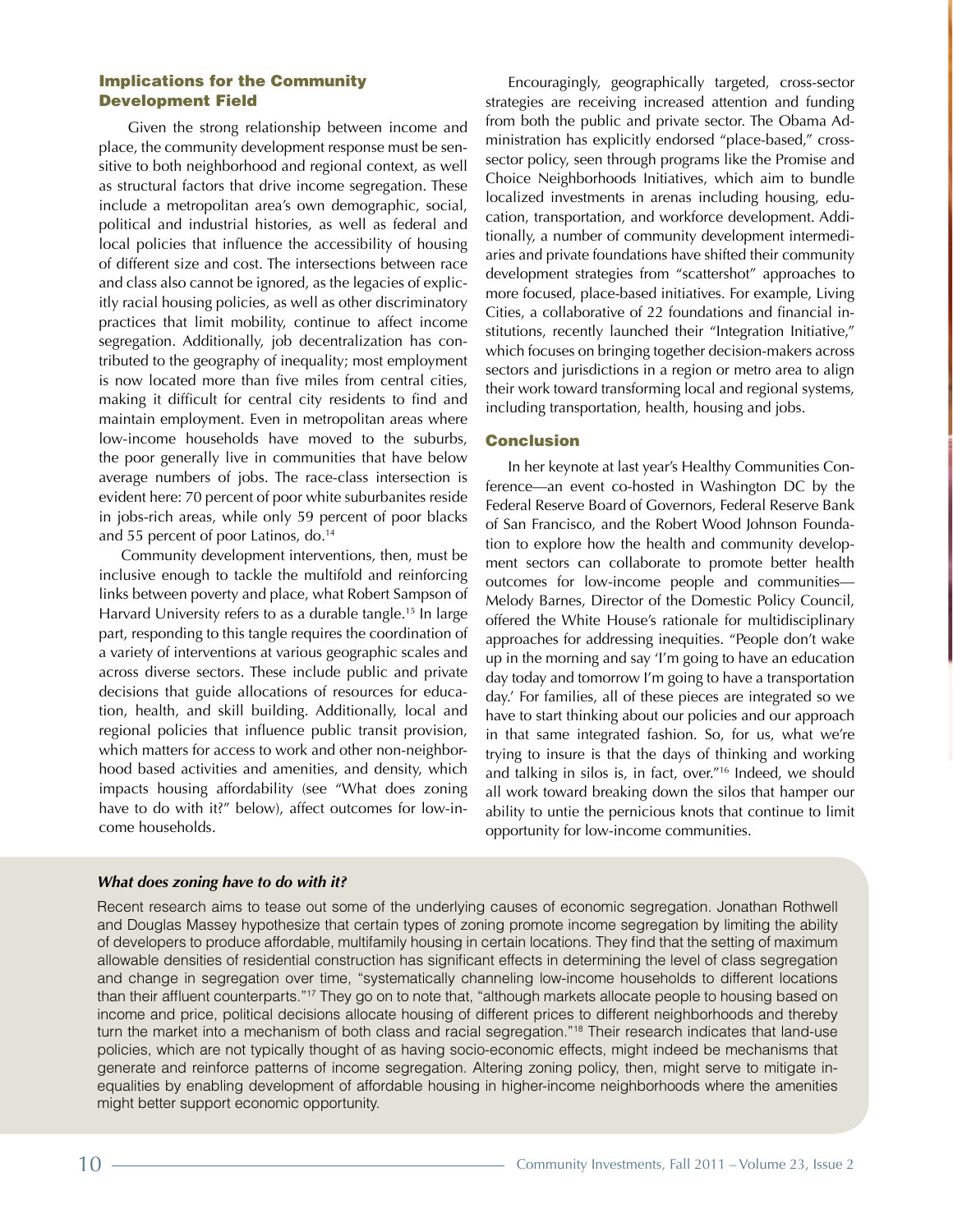## Implications for the Community Development Field

Given the strong relationship between income and place, the community development response must be sensitive to both neighborhood and regional context, as well as structural factors that drive income segregation. These include a metropolitan area's own demographic, social, political and industrial histories, as well as federal and local policies that influence the accessibility of housing of different size and cost. The intersections between race and class also cannot be ignored, as the legacies of explicitly racial housing policies, as well as other discriminatory practices that limit mobility, continue to affect income segregation. Additionally, job decentralization has contributed to the geography of inequality; most employment is now located more than five miles from central cities, making it difficult for central city residents to find and maintain employment. Even in metropolitan areas where low-income households have moved to the suburbs, the poor generally live in communities that have below average numbers of jobs. The race-class intersection is evident here: 70 percent of poor white suburbanites reside in jobs-rich areas, while only 59 percent of poor blacks and 55 percent of poor Latinos, do.[14]

Community development interventions, then, must be inclusive enough to tackle the multifold and reinforcing links between poverty and place, what Robert Sampson of Harvard University refers to as a durable tangle.[15] In large part, responding to this tangle requires the coordination of a variety of interventions at various geographic scales and across diverse sectors. These include public and private decisions that guide allocations of resources for education, health, and skill building. Additionally, local and regional policies that influence public transit provision, which matters for access to work and other non-neighborhood based activities and amenities, and density, which impacts housing affordability (see "What does zoning have to do with it?" below), affect outcomes for low-income households.

Encouragingly, geographically targeted, cross-sector strategies are receiving increased attention and funding from both the public and private sector. The Obama Administration has explicitly endorsed "place-based," cross-sector policy, seen through programs like the Promise and Choice Neighborhoods Initiatives, which aim to bundle localized investments in arenas including housing, education, transportation, and workforce development. Additionally, a number of community development intermediaries and private foundations have shifted their community development strategies from "scattershot" approaches to more focused, place-based initiatives. For example, Living Cities, a collaborative of 22 foundations and financial institutions, recently launched their "Integration Initiative," which focuses on bringing together decision-makers across sectors and jurisdictions in a region or metro area to align their work toward transforming local and regional systems, including transportation, health, housing and jobs.

## Conclusion

In her keynote at last year's Healthy Communities Conference—an event co-hosted in Washington DC by the Federal Reserve Board of Governors, Federal Reserve Bank of San Francisco, and the Robert Wood Johnson Foundation to explore how the health and community development sectors can collaborate to promote better health outcomes for low-income people and communities—Melody Barnes, Director of the Domestic Policy Council, offered the White House's rationale for multidisciplinary approaches for addressing inequities. "People don't wake up in the morning and say 'I'm going to have an education day today and tomorrow I'm going to have a transportation day.' For families, all of these pieces are integrated so we have to start thinking about our policies and our approach in that same integrated fashion. So, for us, what we're trying to insure is that the days of thinking and working and talking in silos is, in fact, over."[16] Indeed, we should all work toward breaking down the silos that hamper our ability to untie the pernicious knots that continue to limit opportunity for low-income communities.

### *What does zoning have to do with it?*

Recent research aims to tease out some of the underlying causes of economic segregation. Jonathan Rothwell and Douglas Massey hypothesize that certain types of zoning promote income segregation by limiting the ability of developers to produce affordable, multifamily housing in certain locations. They find that the setting of maximum allowable densities of residential construction has significant effects in determining the level of class segregation and change in segregation over time, "systematically channeling low-income households to different locations than their affluent counterparts."[17] They go on to note that, "although markets allocate people to housing based on income and price, political decisions allocate housing of different prices to different neighborhoods and thereby turn the market into a mechanism of both class and racial segregation."[18] Their research indicates that land-use policies, which are not typically thought of as having socio-economic effects, might indeed be mechanisms that generate and reinforce patterns of income segregation. Altering zoning policy, then, might serve to mitigate inequalities by enabling development of affordable housing in higher-income neighborhoods where the amenities might better support economic opportunity.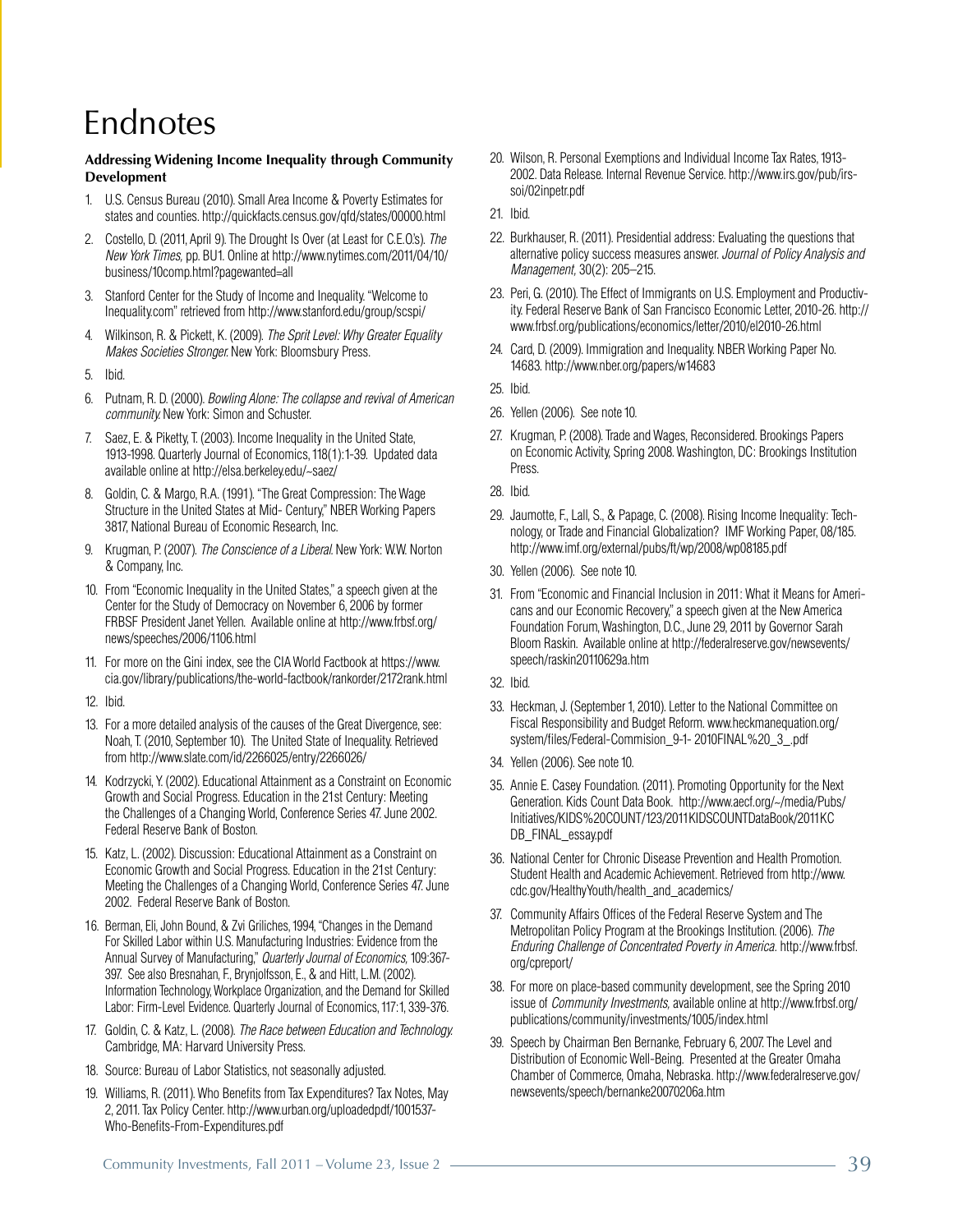# Endnotes

**Addressing Widening Income Inequality through Community Development**

1. U.S. Census Bureau (2010). Small Area Income & Poverty Estimates for states and counties. http://quickfacts.census.gov/qfd/states/00000.html
2. Costello, D. (2011, April 9). The Drought Is Over (at Least for C.E.O's). *The New York Times,* pp. BU1. Online at http://www.nytimes.com/2011/04/10/business/10comp.html?pagewanted=all
3. Stanford Center for the Study of Income and Inequality. "Welcome to Inequality.com" retrieved from http://www.stanford.edu/group/scspi/
4. Wilkinson, R. & Pickett, K. (2009). *The Sprit Level: Why Greater Equality Makes Societies Stronger.* New York: Bloomsbury Press.
5. Ibid.
6. Putnam, R. D. (2000). *Bowling Alone: The collapse and revival of American community.* New York: Simon and Schuster.
7. Saez, E. & Piketty, T. (2003). Income Inequality in the United State, 1913-1998. Quarterly Journal of Economics, 118(1):1-39. Updated data available online at http://elsa.berkeley.edu/~saez/
8. Goldin, C. & Margo, R.A. (1991). "The Great Compression: The Wage Structure in the United States at Mid- Century," NBER Working Papers 3817, National Bureau of Economic Research, Inc.
9. Krugman, P. (2007). *The Conscience of a Liberal.* New York: W.W. Norton & Company, Inc.
10. From "Economic Inequality in the United States," a speech given at the Center for the Study of Democracy on November 6, 2006 by former FRBSF President Janet Yellen. Available online at http://www.frbsf.org/news/speeches/2006/1106.html
11. For more on the Gini index, see the CIA World Factbook at https://www.cia.gov/library/publications/the-world-factbook/rankorder/2172rank.html
12. Ibid.
13. For a more detailed analysis of the causes of the Great Divergence, see: Noah, T. (2010, September 10). The United State of Inequality. Retrieved from http://www.slate.com/id/2266025/entry/2266026/
14. Kodrzycki, Y. (2002). Educational Attainment as a Constraint on Economic Growth and Social Progress. Education in the 21st Century: Meeting the Challenges of a Changing World, Conference Series 47. June 2002. Federal Reserve Bank of Boston.
15. Katz, L. (2002). Discussion: Educational Attainment as a Constraint on Economic Growth and Social Progress. Education in the 21st Century: Meeting the Challenges of a Changing World, Conference Series 47. June 2002. Federal Reserve Bank of Boston.
16. Berman, Eli, John Bound, & Zvi Griliches, 1994, "Changes in the Demand For Skilled Labor within U.S. Manufacturing Industries: Evidence from the Annual Survey of Manufacturing," *Quarterly Journal of Economics,* 109:367-397. See also Bresnahan, F., Brynjolfsson, E., & and Hitt, L.M. (2002). Information Technology, Workplace Organization, and the Demand for Skilled Labor: Firm-Level Evidence. Quarterly Journal of Economics, 117:1, 339-376.
17. Goldin, C. & Katz, L. (2008). *The Race between Education and Technology.* Cambridge, MA: Harvard University Press.
18. Source: Bureau of Labor Statistics, not seasonally adjusted.
19. Williams, R. (2011). Who Benefits from Tax Expenditures? Tax Notes, May 2, 2011. Tax Policy Center. http://www.urban.org/uploadedpdf/1001537-Who-Benefits-From-Expenditures.pdf
20. Wilson, R. Personal Exemptions and Individual Income Tax Rates, 1913-2002. Data Release. Internal Revenue Service. http://www.irs.gov/pub/irs-soi/02inpetr.pdf
21. Ibid.
22. Burkhauser, R. (2011). Presidential address: Evaluating the questions that alternative policy success measures answer. *Journal of Policy Analysis and Management,* 30(2): 205–215.
23. Peri, G. (2010). The Effect of Immigrants on U.S. Employment and Productivity. Federal Reserve Bank of San Francisco Economic Letter, 2010-26. http://www.frbsf.org/publications/economics/letter/2010/el2010-26.html
24. Card, D. (2009). Immigration and Inequality. NBER Working Paper No. 14683. http://www.nber.org/papers/w14683
25. Ibid.
26. Yellen (2006). See note 10.
27. Krugman, P. (2008). Trade and Wages, Reconsidered. Brookings Papers on Economic Activity, Spring 2008. Washington, DC: Brookings Institution Press.
28. Ibid.
29. Jaumotte, F., Lall, S., & Papage, C. (2008). Rising Income Inequality: Technology, or Trade and Financial Globalization? IMF Working Paper, 08/185. http://www.imf.org/external/pubs/ft/wp/2008/wp08185.pdf
30. Yellen (2006). See note 10.
31. From "Economic and Financial Inclusion in 2011: What it Means for Americans and our Economic Recovery," a speech given at the New America Foundation Forum, Washington, D.C., June 29, 2011 by Governor Sarah Bloom Raskin. Available online at http://federalreserve.gov/newsevents/speech/raskin20110629a.htm
32. Ibid.
33. Heckman, J. (September 1, 2010). Letter to the National Committee on Fiscal Responsibility and Budget Reform. www.heckmanequation.org/system/files/Federal-Commision_9-1- 2010FINAL%20_3_.pdf
34. Yellen (2006). See note 10.
35. Annie E. Casey Foundation. (2011). Promoting Opportunity for the Next Generation. Kids Count Data Book. http://www.aecf.org/~/media/Pubs/Initiatives/KIDS%20COUNT/123/2011KIDSCOUNTDataBook/2011KCDB_FINAL_essay.pdf
36. National Center for Chronic Disease Prevention and Health Promotion. Student Health and Academic Achievement. Retrieved from http://www.cdc.gov/HealthyYouth/health_and_academics/
37. Community Affairs Offices of the Federal Reserve System and The Metropolitan Policy Program at the Brookings Institution. (2006). *The Enduring Challenge of Concentrated Poverty in America.* http://www.frbsf.org/cpreport/
38. For more on place-based community development, see the Spring 2010 issue of *Community Investments,* available online at http://www.frbsf.org/publications/community/investments/1005/index.html
39. Speech by Chairman Ben Bernanke, February 6, 2007. The Level and Distribution of Economic Well-Being. Presented at the Greater Omaha Chamber of Commerce, Omaha, Nebraska. http://www.federalreserve.gov/newsevents/speech/bernanke20070206a.htm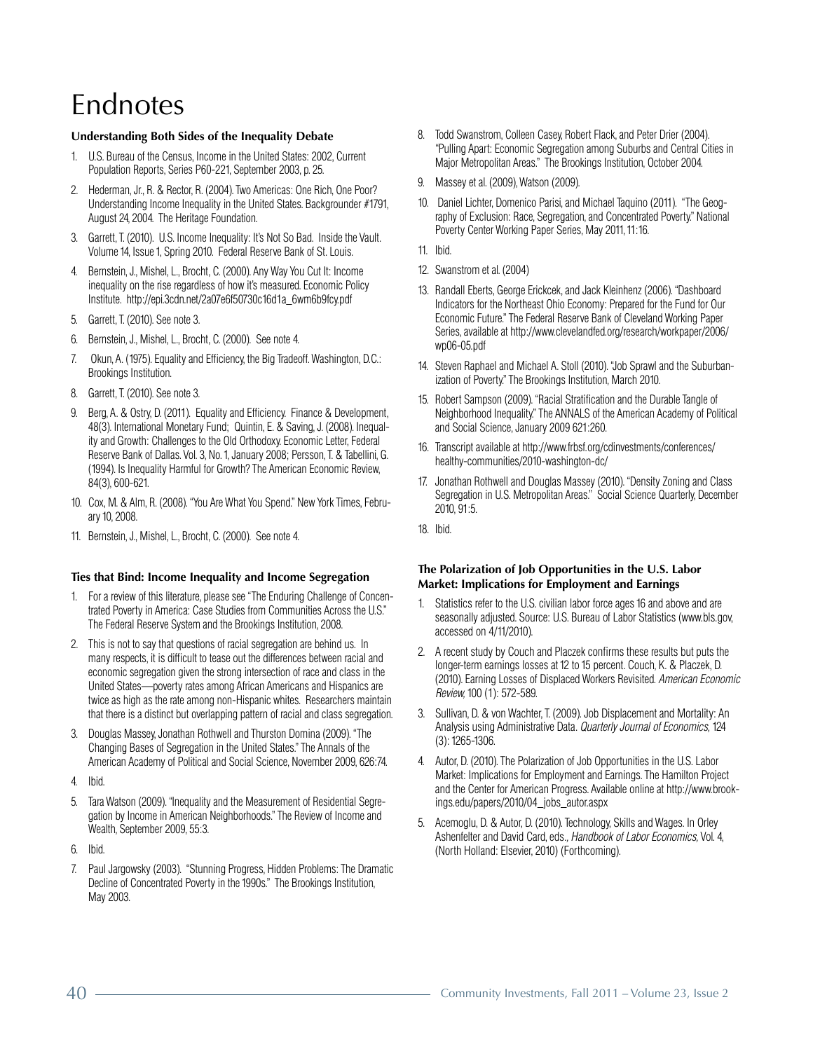# Endnotes

### Understanding Both Sides of the Inequality Debate

1. U.S. Bureau of the Census, Income in the United States: 2002, Current Population Reports, Series P60-221, September 2003, p. 25.
2. Hederman, Jr., R. & Rector, R. (2004). Two Americas: One Rich, One Poor? Understanding Income Inequality in the United States. Backgrounder #1791, August 24, 2004. The Heritage Foundation.
3. Garrett, T. (2010). U.S. Income Inequality: It's Not So Bad. Inside the Vault. Volume 14, Issue 1, Spring 2010. Federal Reserve Bank of St. Louis.
4. Bernstein, J., Mishel, L., Brocht, C. (2000). Any Way You Cut It: Income inequality on the rise regardless of how it's measured. Economic Policy Institute. http://epi.3cdn.net/2a07e6f50730c16d1a_6wm6b9fcy.pdf
5. Garrett, T. (2010). See note 3.
6. Bernstein, J., Mishel, L., Brocht, C. (2000). See note 4.
7. Okun, A. (1975). Equality and Efficiency, the Big Tradeoff. Washington, D.C.: Brookings Institution.
8. Garrett, T. (2010). See note 3.
9. Berg, A. & Ostry, D. (2011). Equality and Efficiency. Finance & Development, 48(3). International Monetary Fund; Quintin, E. & Saving, J. (2008). Inequality and Growth: Challenges to the Old Orthodoxy. Economic Letter, Federal Reserve Bank of Dallas. Vol. 3, No. 1, January 2008; Persson, T. & Tabellini, G. (1994). Is Inequality Harmful for Growth? The American Economic Review, 84(3), 600-621.
10. Cox, M. & Alm, R. (2008). "You Are What You Spend." New York Times, February 10, 2008.
11. Bernstein, J., Mishel, L., Brocht, C. (2000). See note 4.

### Ties that Bind: Income Inequality and Income Segregation

1. For a review of this literature, please see "The Enduring Challenge of Concentrated Poverty in America: Case Studies from Communities Across the U.S." The Federal Reserve System and the Brookings Institution, 2008.
2. This is not to say that questions of racial segregation are behind us. In many respects, it is difficult to tease out the differences between racial and economic segregation given the strong intersection of race and class in the United States—poverty rates among African Americans and Hispanics are twice as high as the rate among non-Hispanic whites. Researchers maintain that there is a distinct but overlapping pattern of racial and class segregation.
3. Douglas Massey, Jonathan Rothwell and Thurston Domina (2009). "The Changing Bases of Segregation in the United States." The Annals of the American Academy of Political and Social Science, November 2009, 626:74.
4. Ibid.
5. Tara Watson (2009). "Inequality and the Measurement of Residential Segregation by Income in American Neighborhoods." The Review of Income and Wealth, September 2009, 55:3.
6. Ibid.
7. Paul Jargowsky (2003). "Stunning Progress, Hidden Problems: The Dramatic Decline of Concentrated Poverty in the 1990s." The Brookings Institution, May 2003.
8. Todd Swanstrom, Colleen Casey, Robert Flack, and Peter Drier (2004). "Pulling Apart: Economic Segregation among Suburbs and Central Cities in Major Metropolitan Areas." The Brookings Institution, October 2004.
9. Massey et al. (2009), Watson (2009).
10. Daniel Lichter, Domenico Parisi, and Michael Taquino (2011). "The Geography of Exclusion: Race, Segregation, and Concentrated Poverty." National Poverty Center Working Paper Series, May 2011, 11:16.
11. Ibid.
12. Swanstrom et al. (2004)
13. Randall Eberts, George Erickcek, and Jack Kleinhenz (2006). "Dashboard Indicators for the Northeast Ohio Economy: Prepared for the Fund for Our Economic Future." The Federal Reserve Bank of Cleveland Working Paper Series, available at http://www.clevelandfed.org/research/workpaper/2006/wp06-05.pdf
14. Steven Raphael and Michael A. Stoll (2010). "Job Sprawl and the Suburbanization of Poverty." The Brookings Institution, March 2010.
15. Robert Sampson (2009). "Racial Stratification and the Durable Tangle of Neighborhood Inequality." The ANNALS of the American Academy of Political and Social Science, January 2009 621:260.
16. Transcript available at http://www.frbsf.org/cdinvestments/conferences/healthy-communities/2010-washington-dc/
17. Jonathan Rothwell and Douglas Massey (2010). "Density Zoning and Class Segregation in U.S. Metropolitan Areas." Social Science Quarterly, December 2010, 91:5.
18. Ibid.

### The Polarization of Job Opportunities in the U.S. Labor Market: Implications for Employment and Earnings

1. Statistics refer to the U.S. civilian labor force ages 16 and above and are seasonally adjusted. Source: U.S. Bureau of Labor Statistics (www.bls.gov, accessed on 4/11/2010).
2. A recent study by Couch and Placzek confirms these results but puts the longer-term earnings losses at 12 to 15 percent. Couch, K. & Placzek, D. (2010). Earning Losses of Displaced Workers Revisited. *American Economic Review,* 100 (1): 572-589.
3. Sullivan, D. & von Wachter, T. (2009). Job Displacement and Mortality: An Analysis using Administrative Data. *Quarterly Journal of Economics,* 124 (3): 1265-1306.
4. Autor, D. (2010). The Polarization of Job Opportunities in the U.S. Labor Market: Implications for Employment and Earnings. The Hamilton Project and the Center for American Progress. Available online at http://www.brookings.edu/papers/2010/04_jobs_autor.aspx
5. Acemoglu, D. & Autor, D. (2010). Technology, Skills and Wages. In Orley Ashenfelter and David Card, eds., *Handbook of Labor Economics,* Vol. 4, (North Holland: Elsevier, 2010) (Forthcoming).